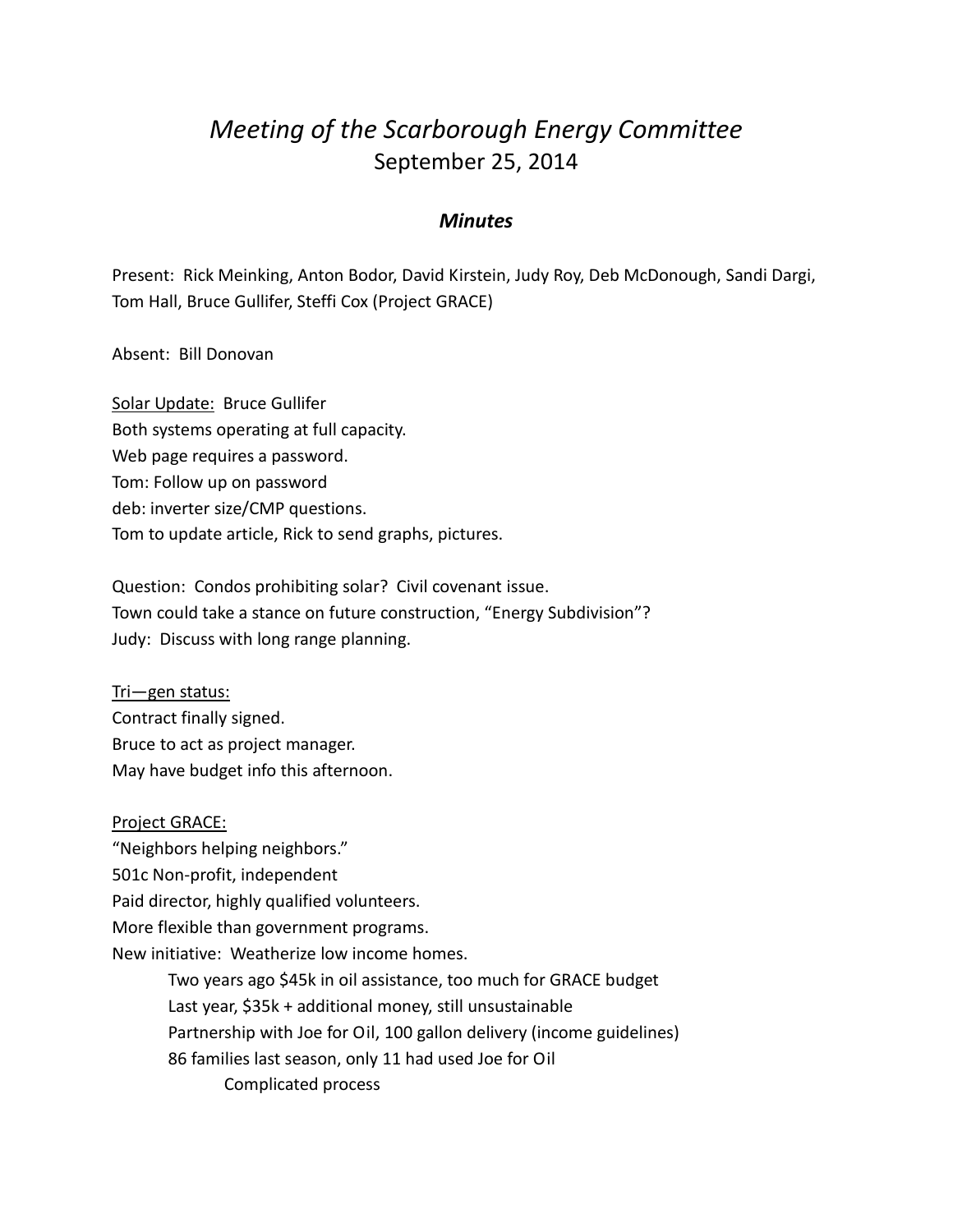# *Meeting of the Scarborough Energy Committee*

September 25, 2014

## ***Minutes***

Present: Rick Meinking, Anton Bodor, David Kirstein, Judy Roy, Deb McDonough, Sandi Dargi, Tom Hall, Bruce Gullifer, Steffi Cox (Project GRACE)

Absent: Bill Donovan

Solar Update: Bruce Gullifer
Both systems operating at full capacity.
Web page requires a password.
Tom: Follow up on password
deb: inverter size/CMP questions.
Tom to update article, Rick to send graphs, pictures.

Question: Condos prohibiting solar? Civil covenant issue.
Town could take a stance on future construction, "Energy Subdivision"?
Judy: Discuss with long range planning.

Tri—gen status:
Contract finally signed.
Bruce to act as project manager.
May have budget info this afternoon.

Project GRACE:
"Neighbors helping neighbors."
501c Non-profit, independent
Paid director, highly qualified volunteers.
More flexible than government programs.
New initiative: Weatherize low income homes.

- Two years ago $45k in oil assistance, too much for GRACE budget
- Last year, $35k + additional money, still unsustainable
- Partnership with Joe for Oil, 100 gallon delivery (income guidelines)
- 86 families last season, only 11 had used Joe for Oil
    - Complicated process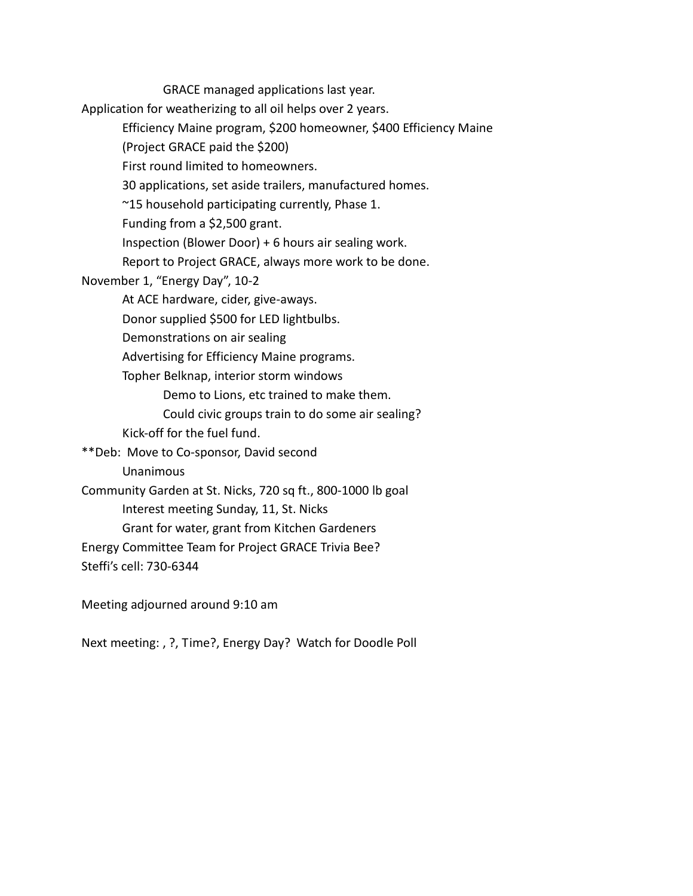GRACE managed applications last year.

Application for weatherizing to all oil helps over 2 years.

- Efficiency Maine program, $200 homeowner, $400 Efficiency Maine
- (Project GRACE paid the $200)
- First round limited to homeowners.
- 30 applications, set aside trailers, manufactured homes.
- ~15 household participating currently, Phase 1.
- Funding from a $2,500 grant.
- Inspection (Blower Door) + 6 hours air sealing work.
- Report to Project GRACE, always more work to be done.

November 1, "Energy Day", 10-2

- At ACE hardware, cider, give-aways.
- Donor supplied $500 for LED lightbulbs.
- Demonstrations on air sealing
- Advertising for Efficiency Maine programs.
- Topher Belknap, interior storm windows
  - Demo to Lions, etc trained to make them.
  - Could civic groups train to do some air sealing?
- Kick-off for the fuel fund.

**Deb: Move to Co-sponsor, David second

- Unanimous

Community Garden at St. Nicks, 720 sq ft., 800-1000 lb goal

- Interest meeting Sunday, 11, St. Nicks
- Grant for water, grant from Kitchen Gardeners

Energy Committee Team for Project GRACE Trivia Bee?

Steffi's cell: 730-6344

Meeting adjourned around 9:10 am

Next meeting: , ?, Time?, Energy Day? Watch for Doodle Poll